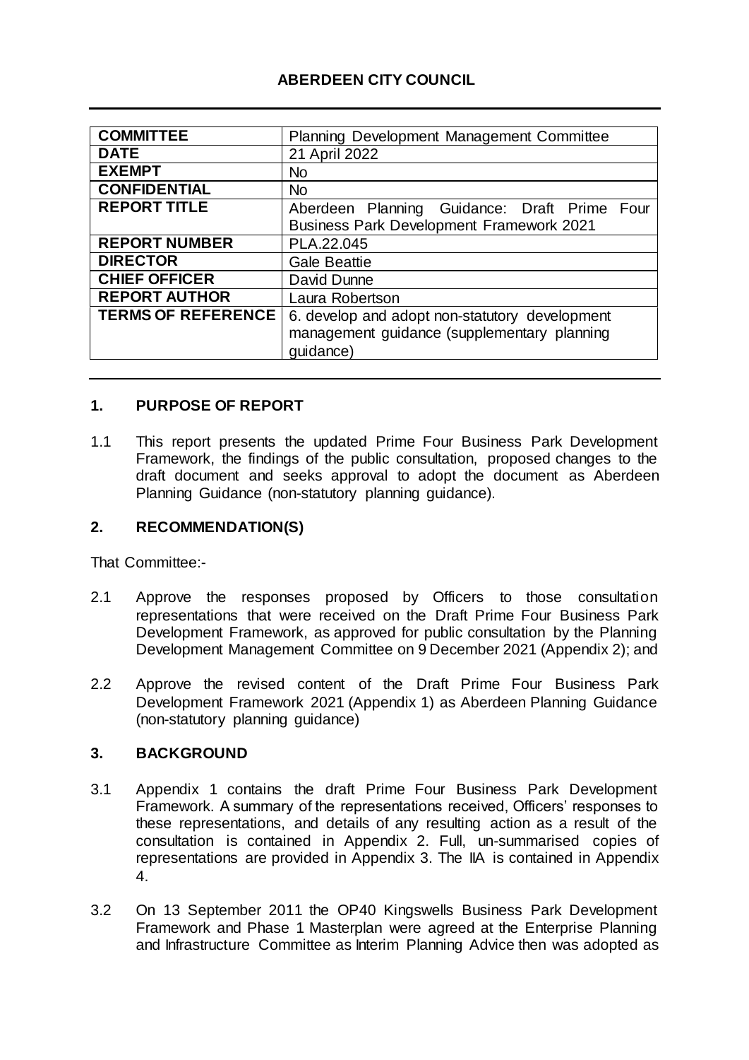# ABERDEEN CITY COUNCIL

| COMMITTEE | Planning Development Management Committee |
|---|---|
| DATE | 21 April 2022 |
| EXEMPT | No |
| CONFIDENTIAL | No |
| REPORT TITLE | Aberdeen Planning Guidance: Draft Prime Four Business Park Development Framework 2021 |
| REPORT NUMBER | PLA.22.045 |
| DIRECTOR | Gale Beattie |
| CHIEF OFFICER | David Dunne |
| REPORT AUTHOR | Laura Robertson |
| TERMS OF REFERENCE | 6. develop and adopt non-statutory development management guidance (supplementary planning guidance) |

## 1. PURPOSE OF REPORT

1.1 This report presents the updated Prime Four Business Park Development Framework, the findings of the public consultation, proposed changes to the draft document and seeks approval to adopt the document as Aberdeen Planning Guidance (non-statutory planning guidance).

## 2. RECOMMENDATION(S)

That Committee:-

2.1 Approve the responses proposed by Officers to those consultation representations that were received on the Draft Prime Four Business Park Development Framework, as approved for public consultation by the Planning Development Management Committee on 9 December 2021 (Appendix 2); and

2.2 Approve the revised content of the Draft Prime Four Business Park Development Framework 2021 (Appendix 1) as Aberdeen Planning Guidance (non-statutory planning guidance)

## 3. BACKGROUND

3.1 Appendix 1 contains the draft Prime Four Business Park Development Framework. A summary of the representations received, Officers' responses to these representations, and details of any resulting action as a result of the consultation is contained in Appendix 2. Full, un-summarised copies of representations are provided in Appendix 3. The IIA is contained in Appendix 4.

3.2 On 13 September 2011 the OP40 Kingswells Business Park Development Framework and Phase 1 Masterplan were agreed at the Enterprise Planning and Infrastructure Committee as Interim Planning Advice then was adopted as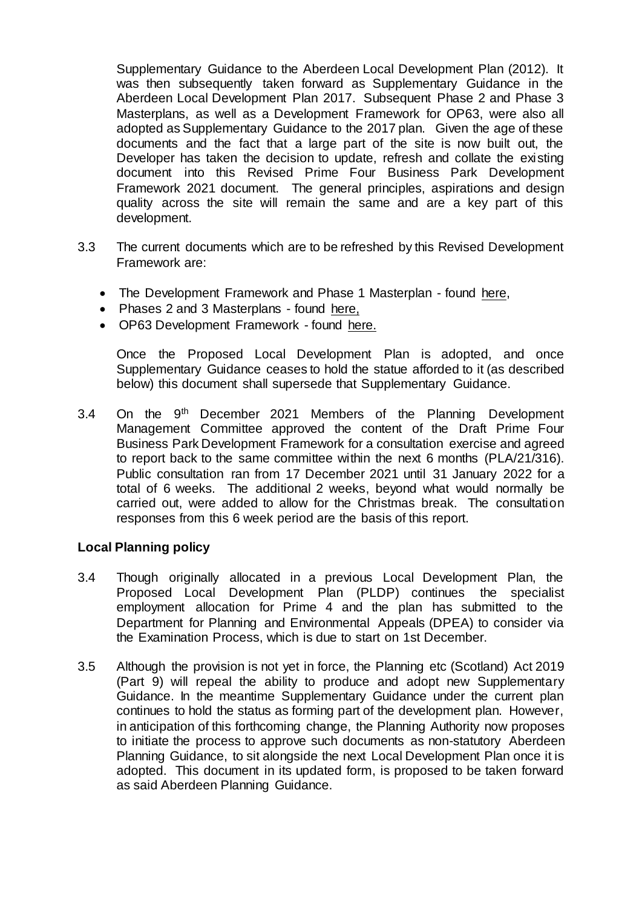Supplementary Guidance to the Aberdeen Local Development Plan (2012). It was then subsequently taken forward as Supplementary Guidance in the Aberdeen Local Development Plan 2017. Subsequent Phase 2 and Phase 3 Masterplans, as well as a Development Framework for OP63, were also all adopted as Supplementary Guidance to the 2017 plan. Given the age of these documents and the fact that a large part of the site is now built out, the Developer has taken the decision to update, refresh and collate the existing document into this Revised Prime Four Business Park Development Framework 2021 document. The general principles, aspirations and design quality across the site will remain the same and are a key part of this development.

3.3 The current documents which are to be refreshed by this Revised Development Framework are:

- The Development Framework and Phase 1 Masterplan - found here,
- Phases 2 and 3 Masterplans - found here,
- OP63 Development Framework - found here.

Once the Proposed Local Development Plan is adopted, and once Supplementary Guidance ceases to hold the statue afforded to it (as described below) this document shall supersede that Supplementary Guidance.

3.4 On the 9th December 2021 Members of the Planning Development Management Committee approved the content of the Draft Prime Four Business Park Development Framework for a consultation exercise and agreed to report back to the same committee within the next 6 months (PLA/21/316). Public consultation ran from 17 December 2021 until 31 January 2022 for a total of 6 weeks. The additional 2 weeks, beyond what would normally be carried out, were added to allow for the Christmas break. The consultation responses from this 6 week period are the basis of this report.

**Local Planning policy**

3.4 Though originally allocated in a previous Local Development Plan, the Proposed Local Development Plan (PLDP) continues the specialist employment allocation for Prime 4 and the plan has submitted to the Department for Planning and Environmental Appeals (DPEA) to consider via the Examination Process, which is due to start on 1st December.

3.5 Although the provision is not yet in force, the Planning etc (Scotland) Act 2019 (Part 9) will repeal the ability to produce and adopt new Supplementary Guidance. In the meantime Supplementary Guidance under the current plan continues to hold the status as forming part of the development plan. However, in anticipation of this forthcoming change, the Planning Authority now proposes to initiate the process to approve such documents as non-statutory Aberdeen Planning Guidance, to sit alongside the next Local Development Plan once it is adopted. This document in its updated form, is proposed to be taken forward as said Aberdeen Planning Guidance.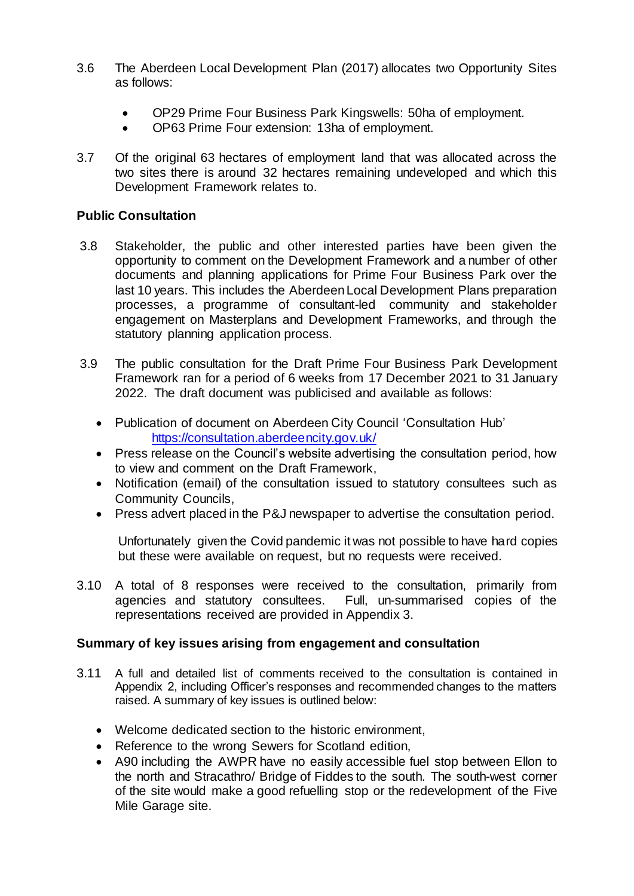3.6 The Aberdeen Local Development Plan (2017) allocates two Opportunity Sites as follows:

- OP29 Prime Four Business Park Kingswells: 50ha of employment.
- OP63 Prime Four extension: 13ha of employment.

3.7 Of the original 63 hectares of employment land that was allocated across the two sites there is around 32 hectares remaining undeveloped and which this Development Framework relates to.

**Public Consultation**

3.8 Stakeholder, the public and other interested parties have been given the opportunity to comment on the Development Framework and a number of other documents and planning applications for Prime Four Business Park over the last 10 years. This includes the Aberdeen Local Development Plans preparation processes, a programme of consultant-led community and stakeholder engagement on Masterplans and Development Frameworks, and through the statutory planning application process.

3.9 The public consultation for the Draft Prime Four Business Park Development Framework ran for a period of 6 weeks from 17 December 2021 to 31 January 2022. The draft document was publicised and available as follows:

- Publication of document on Aberdeen City Council 'Consultation Hub' https://consultation.aberdeencity.gov.uk/
- Press release on the Council's website advertising the consultation period, how to view and comment on the Draft Framework,
- Notification (email) of the consultation issued to statutory consultees such as Community Councils,
- Press advert placed in the P&J newspaper to advertise the consultation period.

Unfortunately given the Covid pandemic it was not possible to have hard copies but these were available on request, but no requests were received.

3.10 A total of 8 responses were received to the consultation, primarily from agencies and statutory consultees. Full, un-summarised copies of the representations received are provided in Appendix 3.

**Summary of key issues arising from engagement and consultation**

3.11 A full and detailed list of comments received to the consultation is contained in Appendix 2, including Officer's responses and recommended changes to the matters raised. A summary of key issues is outlined below:

- Welcome dedicated section to the historic environment,
- Reference to the wrong Sewers for Scotland edition,
- A90 including the AWPR have no easily accessible fuel stop between Ellon to the north and Stracathro/ Bridge of Fiddes to the south. The south-west corner of the site would make a good refuelling stop or the redevelopment of the Five Mile Garage site.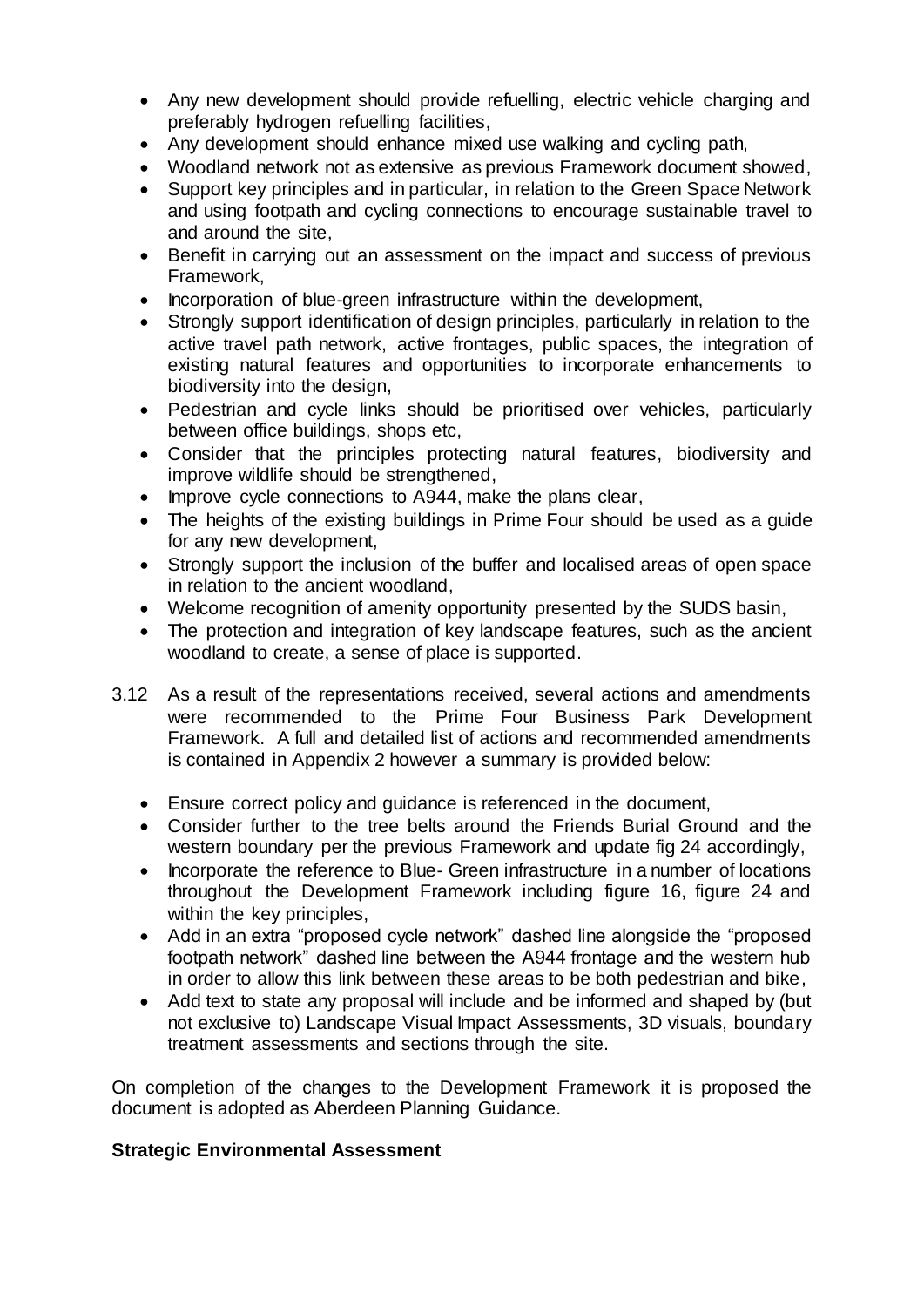- Any new development should provide refuelling, electric vehicle charging and preferably hydrogen refuelling facilities,
- Any development should enhance mixed use walking and cycling path,
- Woodland network not as extensive as previous Framework document showed,
- Support key principles and in particular, in relation to the Green Space Network and using footpath and cycling connections to encourage sustainable travel to and around the site,
- Benefit in carrying out an assessment on the impact and success of previous Framework,
- Incorporation of blue-green infrastructure within the development,
- Strongly support identification of design principles, particularly in relation to the active travel path network, active frontages, public spaces, the integration of existing natural features and opportunities to incorporate enhancements to biodiversity into the design,
- Pedestrian and cycle links should be prioritised over vehicles, particularly between office buildings, shops etc,
- Consider that the principles protecting natural features, biodiversity and improve wildlife should be strengthened,
- Improve cycle connections to A944, make the plans clear,
- The heights of the existing buildings in Prime Four should be used as a guide for any new development,
- Strongly support the inclusion of the buffer and localised areas of open space in relation to the ancient woodland,
- Welcome recognition of amenity opportunity presented by the SUDS basin,
- The protection and integration of key landscape features, such as the ancient woodland to create, a sense of place is supported.

3.12 As a result of the representations received, several actions and amendments were recommended to the Prime Four Business Park Development Framework. A full and detailed list of actions and recommended amendments is contained in Appendix 2 however a summary is provided below:

- Ensure correct policy and guidance is referenced in the document,
- Consider further to the tree belts around the Friends Burial Ground and the western boundary per the previous Framework and update fig 24 accordingly,
- Incorporate the reference to Blue- Green infrastructure in a number of locations throughout the Development Framework including figure 16, figure 24 and within the key principles,
- Add in an extra "proposed cycle network" dashed line alongside the "proposed footpath network" dashed line between the A944 frontage and the western hub in order to allow this link between these areas to be both pedestrian and bike,
- Add text to state any proposal will include and be informed and shaped by (but not exclusive to) Landscape Visual Impact Assessments, 3D visuals, boundary treatment assessments and sections through the site.

On completion of the changes to the Development Framework it is proposed the document is adopted as Aberdeen Planning Guidance.

**Strategic Environmental Assessment**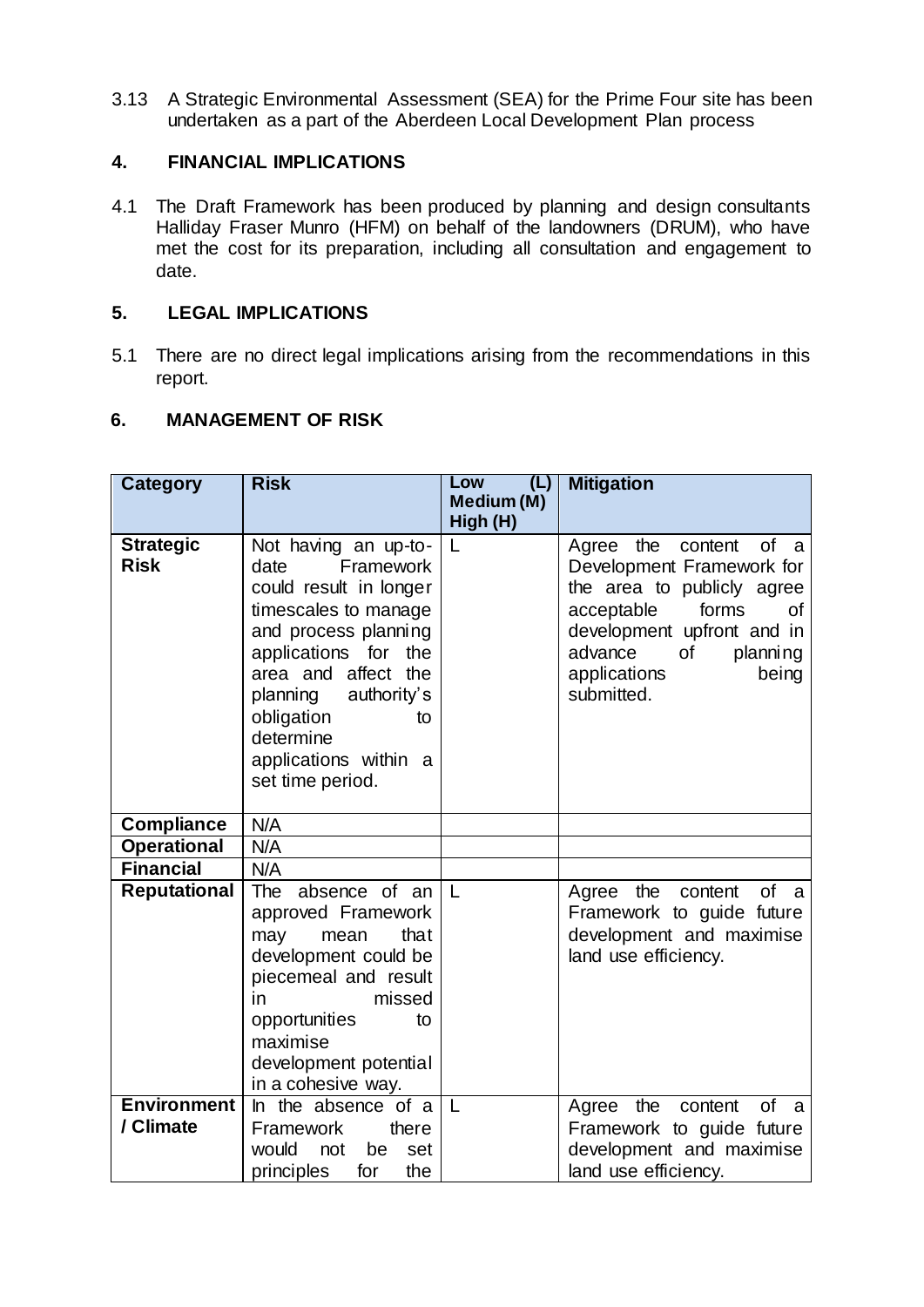3.13 A Strategic Environmental Assessment (SEA) for the Prime Four site has been undertaken as a part of the Aberdeen Local Development Plan process

## 4. FINANCIAL IMPLICATIONS

4.1 The Draft Framework has been produced by planning and design consultants Halliday Fraser Munro (HFM) on behalf of the landowners (DRUM), who have met the cost for its preparation, including all consultation and engagement to date.

## 5. LEGAL IMPLICATIONS

5.1 There are no direct legal implications arising from the recommendations in this report.

## 6. MANAGEMENT OF RISK

| Category | Risk | Low (L) Medium (M) High (H) | Mitigation |
|---|---|---|---|
| **Strategic Risk** | Not having an up-to-date Framework could result in longer timescales to manage and process planning applications for the area and affect the planning authority's obligation to determine applications within a set time period. | L | Agree the content of a Development Framework for the area to publicly agree acceptable forms of development upfront and in advance of planning applications being submitted. |
| **Compliance** | N/A | | |
| **Operational** | N/A | | |
| **Financial** | N/A | | |
| **Reputational** | The absence of an approved Framework may mean that development could be piecemeal and result in missed opportunities to maximise development potential in a cohesive way. | L | Agree the content of a Framework to guide future development and maximise land use efficiency. |
| **Environment / Climate** | In the absence of a Framework there would not be set principles for the | L | Agree the content of a Framework to guide future development and maximise land use efficiency. |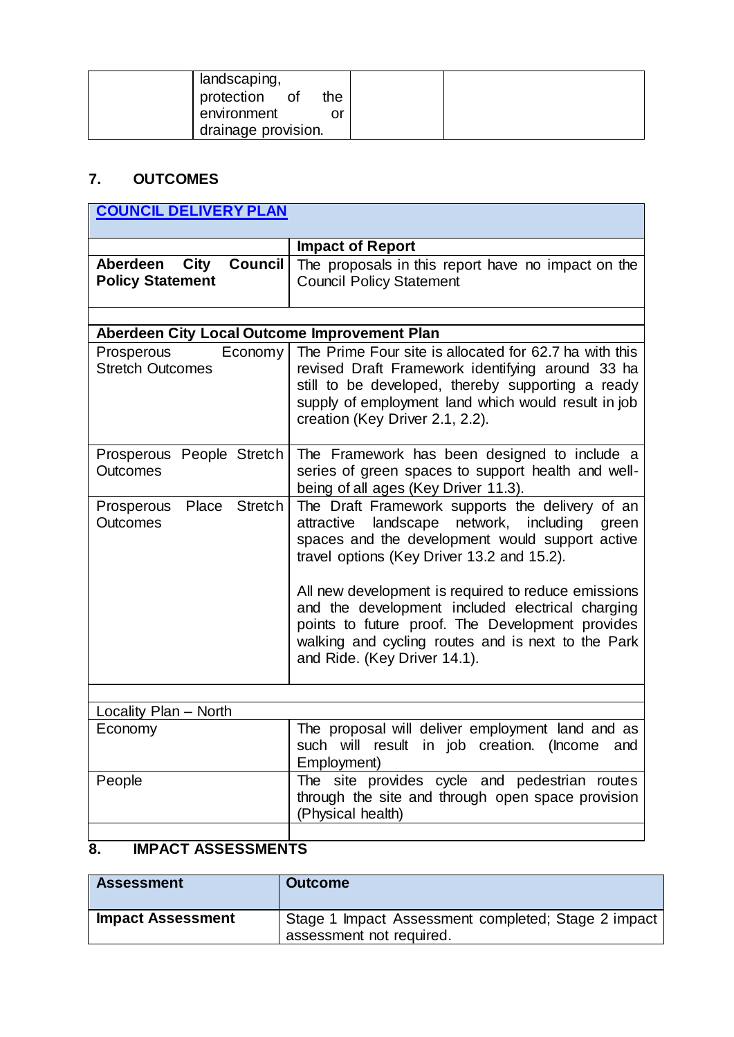| | landscaping, protection of the environment or drainage provision. | | |
|---|---|---|---|

## 7. OUTCOMES

| **COUNCIL DELIVERY PLAN** | |
|---|---|
| | **Impact of Report** |
| **Aberdeen City Council Policy Statement** | The proposals in this report have no impact on the Council Policy Statement |
| | |
| **Aberdeen City Local Outcome Improvement Plan** | |
| Prosperous Economy Stretch Outcomes | The Prime Four site is allocated for 62.7 ha with this revised Draft Framework identifying around 33 ha still to be developed, thereby supporting a ready supply of employment land which would result in job creation (Key Driver 2.1, 2.2). |
| Prosperous People Stretch Outcomes | The Framework has been designed to include a series of green spaces to support health and well-being of all ages (Key Driver 11.3). |
| Prosperous Place Stretch Outcomes | The Draft Framework supports the delivery of an attractive landscape network, including green spaces and the development would support active travel options (Key Driver 13.2 and 15.2).<br><br>All new development is required to reduce emissions and the development included electrical charging points to future proof. The Development provides walking and cycling routes and is next to the Park and Ride. (Key Driver 14.1). |
| | |
| Locality Plan – North | |
| Economy | The proposal will deliver employment land and as such will result in job creation. (Income and Employment) |
| People | The site provides cycle and pedestrian routes through the site and through open space provision (Physical health) |
| | |

## 8. IMPACT ASSESSMENTS

| **Assessment** | **Outcome** |
|---|---|
| **Impact Assessment** | Stage 1 Impact Assessment completed; Stage 2 impact assessment not required. |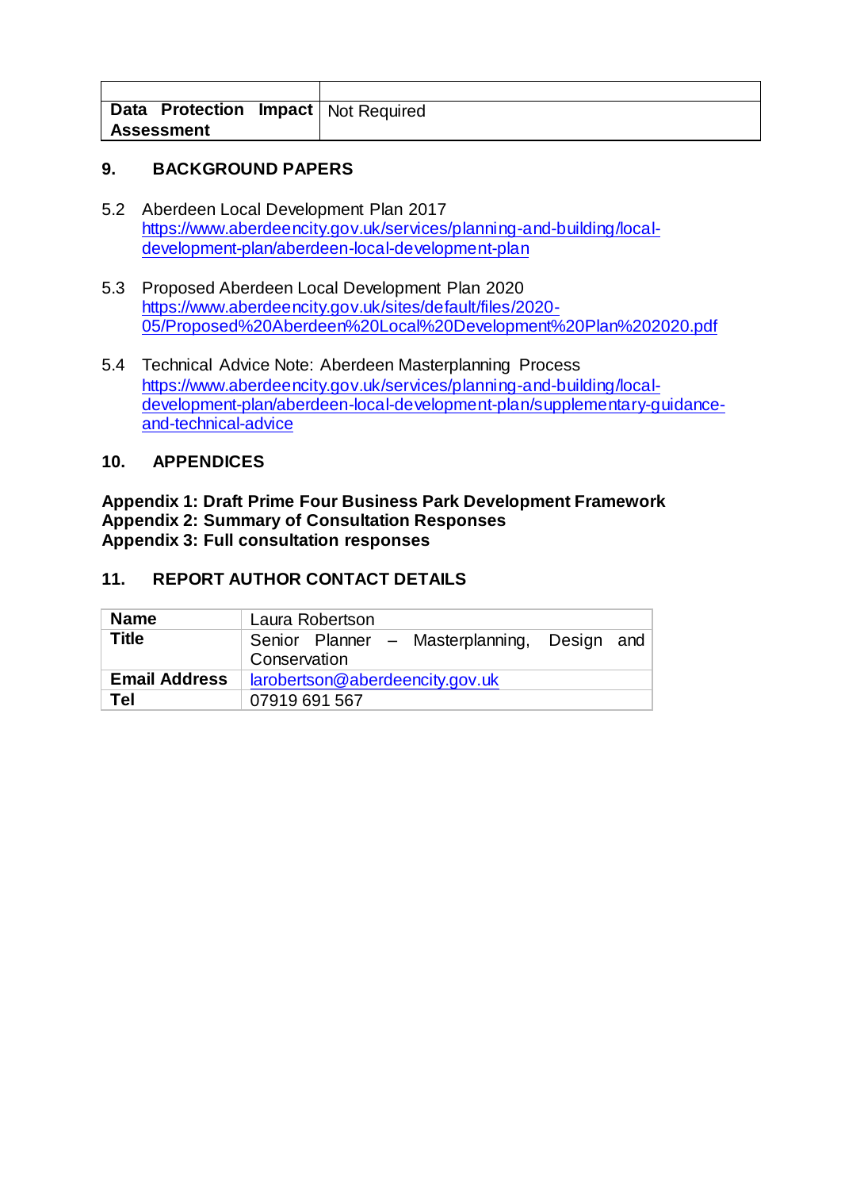| | |
|---|---|
| | |
| **Data Protection Impact Assessment** | Not Required |

## 9. BACKGROUND PAPERS

5.2 Aberdeen Local Development Plan 2017
https://www.aberdeencity.gov.uk/services/planning-and-building/local-development-plan/aberdeen-local-development-plan

5.3 Proposed Aberdeen Local Development Plan 2020
https://www.aberdeencity.gov.uk/sites/default/files/2020-05/Proposed%20Aberdeen%20Local%20Development%20Plan%202020.pdf

5.4 Technical Advice Note: Aberdeen Masterplanning Process
https://www.aberdeencity.gov.uk/services/planning-and-building/local-development-plan/aberdeen-local-development-plan/supplementary-guidance-and-technical-advice

## 10. APPENDICES

**Appendix 1: Draft Prime Four Business Park Development Framework**
**Appendix 2: Summary of Consultation Responses**
**Appendix 3: Full consultation responses**

## 11. REPORT AUTHOR CONTACT DETAILS

| | |
|---|---|
| **Name** | Laura Robertson |
| **Title** | Senior Planner – Masterplanning, Design and Conservation |
| **Email Address** | larobertson@aberdeencity.gov.uk |
| **Tel** | 07919 691 567 |